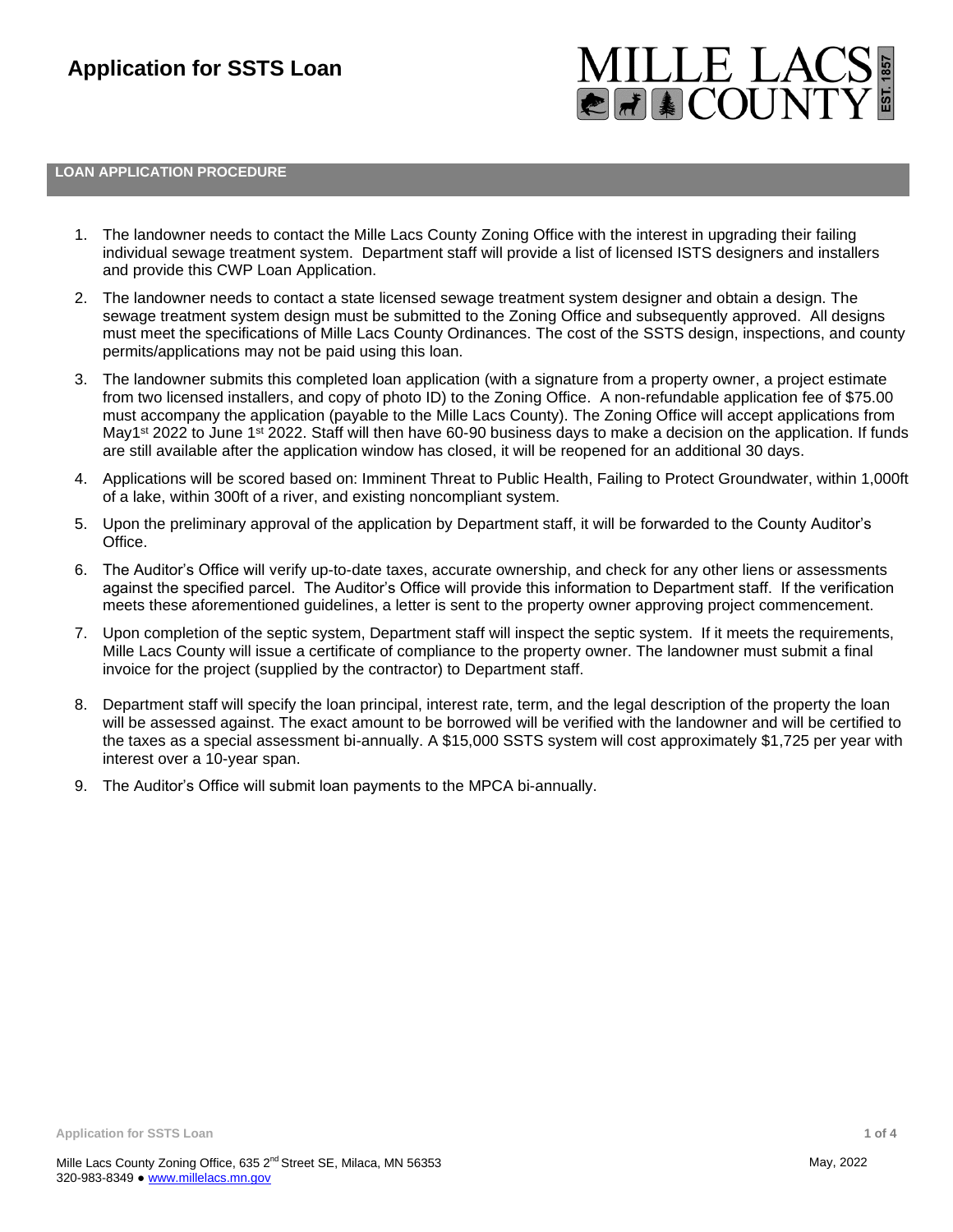# Application for SSTS Loan

MILLE LACS COUNTY EST. 1857

## LOAN APPLICATION PROCEDURE

1. The landowner needs to contact the Mille Lacs County Zoning Office with the interest in upgrading their failing individual sewage treatment system. Department staff will provide a list of licensed ISTS designers and installers and provide this CWP Loan Application.
2. The landowner needs to contact a state licensed sewage treatment system designer and obtain a design. The sewage treatment system design must be submitted to the Zoning Office and subsequently approved. All designs must meet the specifications of Mille Lacs County Ordinances. The cost of the SSTS design, inspections, and county permits/applications may not be paid using this loan.
3. The landowner submits this completed loan application (with a signature from a property owner, a project estimate from two licensed installers, and copy of photo ID) to the Zoning Office. A non-refundable application fee of $75.00 must accompany the application (payable to the Mille Lacs County). The Zoning Office will accept applications from May1st 2022 to June 1st 2022. Staff will then have 60-90 business days to make a decision on the application. If funds are still available after the application window has closed, it will be reopened for an additional 30 days.
4. Applications will be scored based on: Imminent Threat to Public Health, Failing to Protect Groundwater, within 1,000ft of a lake, within 300ft of a river, and existing noncompliant system.
5. Upon the preliminary approval of the application by Department staff, it will be forwarded to the County Auditor's Office.
6. The Auditor's Office will verify up-to-date taxes, accurate ownership, and check for any other liens or assessments against the specified parcel. The Auditor's Office will provide this information to Department staff. If the verification meets these aforementioned guidelines, a letter is sent to the property owner approving project commencement.
7. Upon completion of the septic system, Department staff will inspect the septic system. If it meets the requirements, Mille Lacs County will issue a certificate of compliance to the property owner. The landowner must submit a final invoice for the project (supplied by the contractor) to Department staff.
8. Department staff will specify the loan principal, interest rate, term, and the legal description of the property the loan will be assessed against. The exact amount to be borrowed will be verified with the landowner and will be certified to the taxes as a special assessment bi-annually. A $15,000 SSTS system will cost approximately $1,725 per year with interest over a 10-year span.
9. The Auditor's Office will submit loan payments to the MPCA bi-annually.

Mille Lacs County Zoning Office, 635 2nd Street SE, Milaca, MN 56353
320-983-8349 ● www.millelacs.mn.gov

May, 2022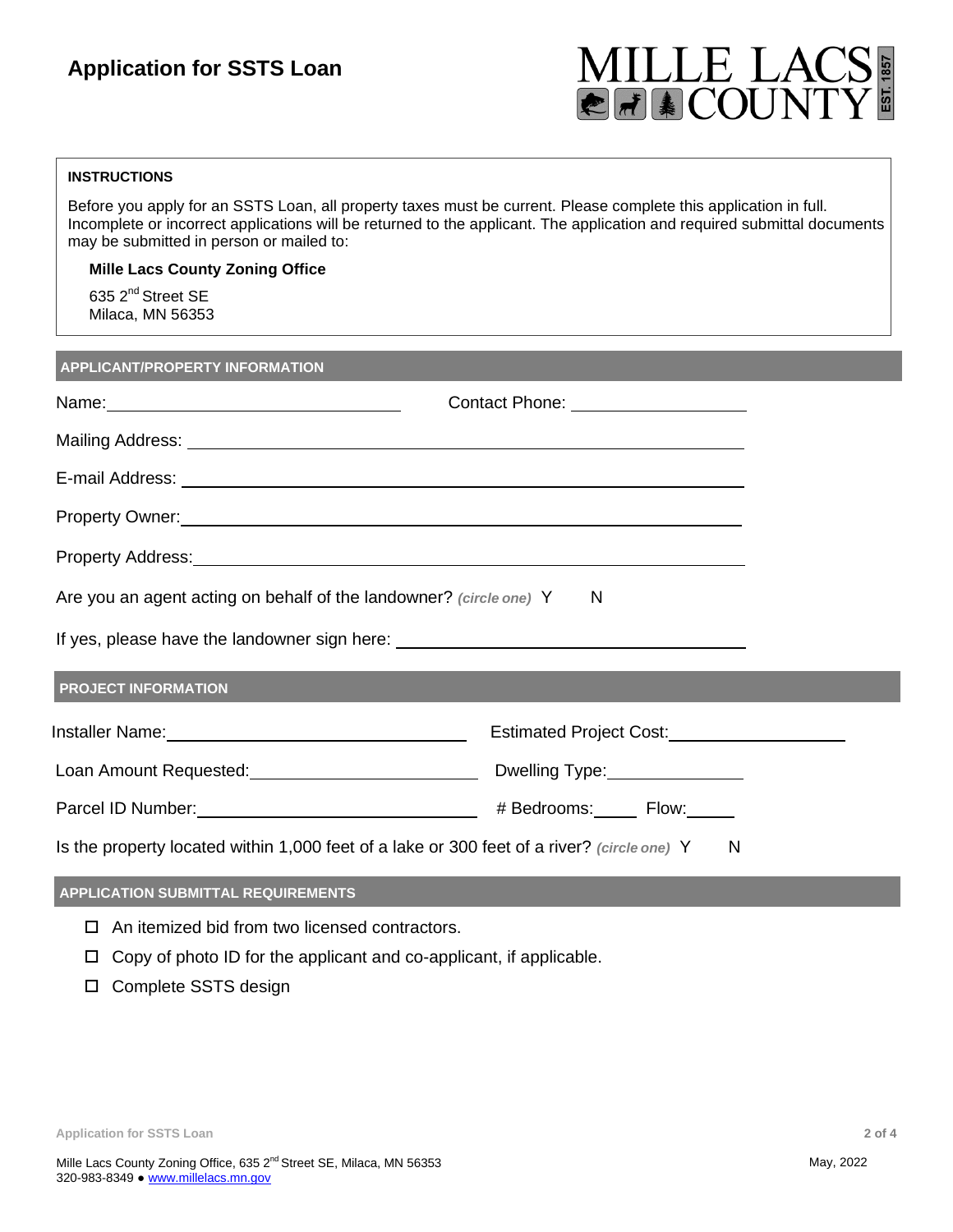# Application for SSTS Loan

MILLE LACS COUNTY EST. 1857

**INSTRUCTIONS**

Before you apply for an SSTS Loan, all property taxes must be current. Please complete this application in full. Incomplete or incorrect applications will be returned to the applicant. The application and required submittal documents may be submitted in person or mailed to:

**Mille Lacs County Zoning Office**

635 2nd Street SE
Milaca, MN 56353

## APPLICANT/PROPERTY INFORMATION

Name: ______________________________ Contact Phone: __________________

Mailing Address: ____________________________________________________________

E-mail Address: ____________________________________________________________

Property Owner: ____________________________________________________________

Property Address: ____________________________________________________________

Are you an agent acting on behalf of the landowner? *(circle one)* Y N

If yes, please have the landowner sign here: ____________________________________

## PROJECT INFORMATION

Installer Name: ______________________________ Estimated Project Cost: __________________

Loan Amount Requested: ______________________ Dwelling Type: ______________

Parcel ID Number: ___________________________ # Bedrooms: _____ Flow: _____

Is the property located within 1,000 feet of a lake or 300 feet of a river? *(circle one)* Y N

## APPLICATION SUBMITTAL REQUIREMENTS

- ☐ An itemized bid from two licensed contractors.
- ☐ Copy of photo ID for the applicant and co-applicant, if applicable.
- ☐ Complete SSTS design

Mille Lacs County Zoning Office, 635 2nd Street SE, Milaca, MN 56353
320-983-8349 ● www.millelacs.mn.gov

May, 2022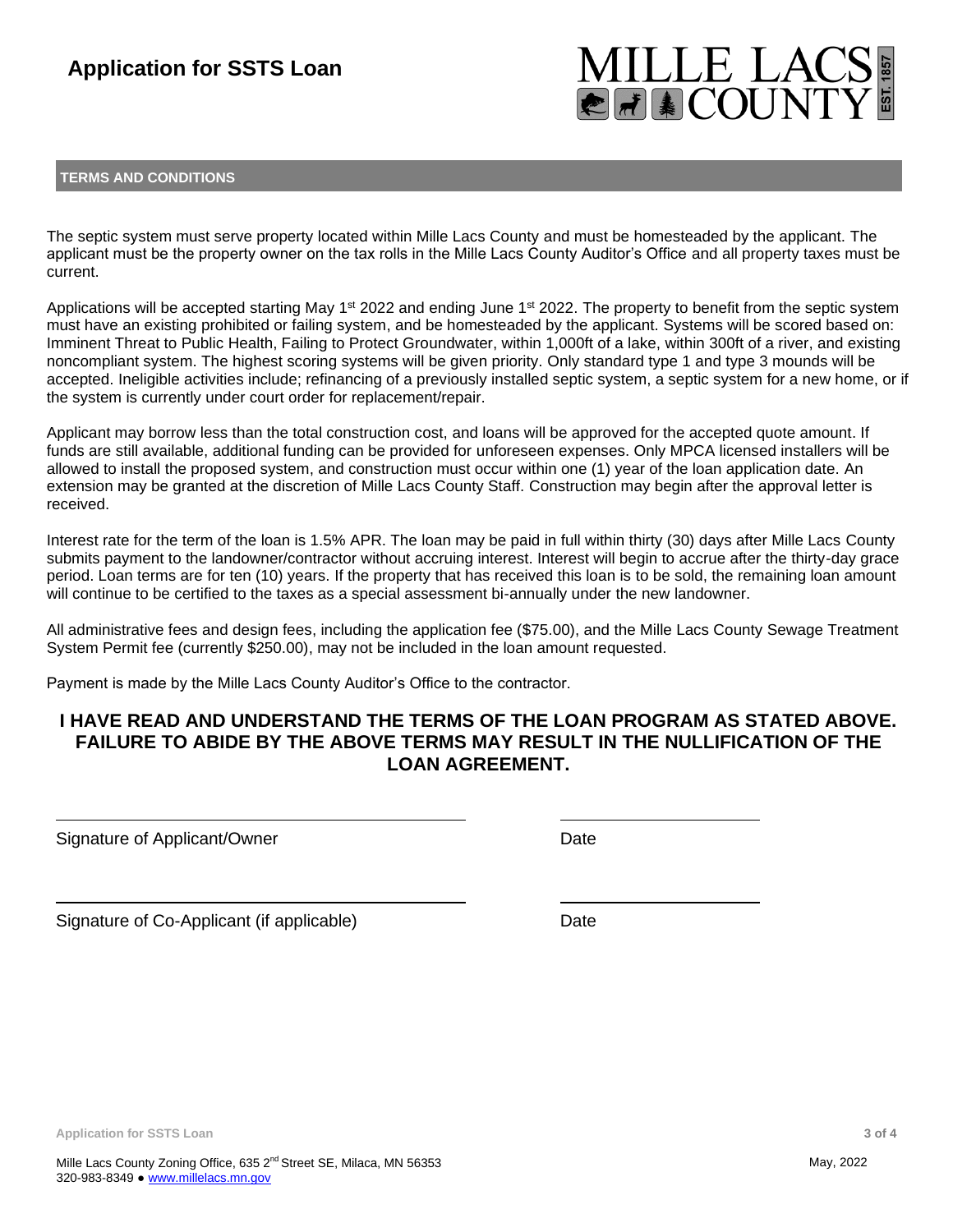# Application for SSTS Loan

MILLE LACS COUNTY EST. 1857

## TERMS AND CONDITIONS

The septic system must serve property located within Mille Lacs County and must be homesteaded by the applicant. The applicant must be the property owner on the tax rolls in the Mille Lacs County Auditor's Office and all property taxes must be current.

Applications will be accepted starting May 1st 2022 and ending June 1st 2022. The property to benefit from the septic system must have an existing prohibited or failing system, and be homesteaded by the applicant. Systems will be scored based on: Imminent Threat to Public Health, Failing to Protect Groundwater, within 1,000ft of a lake, within 300ft of a river, and existing noncompliant system. The highest scoring systems will be given priority. Only standard type 1 and type 3 mounds will be accepted. Ineligible activities include; refinancing of a previously installed septic system, a septic system for a new home, or if the system is currently under court order for replacement/repair.

Applicant may borrow less than the total construction cost, and loans will be approved for the accepted quote amount. If funds are still available, additional funding can be provided for unforeseen expenses. Only MPCA licensed installers will be allowed to install the proposed system, and construction must occur within one (1) year of the loan application date. An extension may be granted at the discretion of Mille Lacs County Staff. Construction may begin after the approval letter is received.

Interest rate for the term of the loan is 1.5% APR. The loan may be paid in full within thirty (30) days after Mille Lacs County submits payment to the landowner/contractor without accruing interest. Interest will begin to accrue after the thirty-day grace period. Loan terms are for ten (10) years. If the property that has received this loan is to be sold, the remaining loan amount will continue to be certified to the taxes as a special assessment bi-annually under the new landowner.

All administrative fees and design fees, including the application fee ($75.00), and the Mille Lacs County Sewage Treatment System Permit fee (currently $250.00), may not be included in the loan amount requested.

Payment is made by the Mille Lacs County Auditor's Office to the contractor.

**I HAVE READ AND UNDERSTAND THE TERMS OF THE LOAN PROGRAM AS STATED ABOVE. FAILURE TO ABIDE BY THE ABOVE TERMS MAY RESULT IN THE NULLIFICATION OF THE LOAN AGREEMENT.**

______________________________ ______________

Signature of Applicant/Owner Date

______________________________ ______________

Signature of Co-Applicant (if applicable) Date

Mille Lacs County Zoning Office, 635 2nd Street SE, Milaca, MN 56353
320-983-8349 ● www.millelacs.mn.gov

May, 2022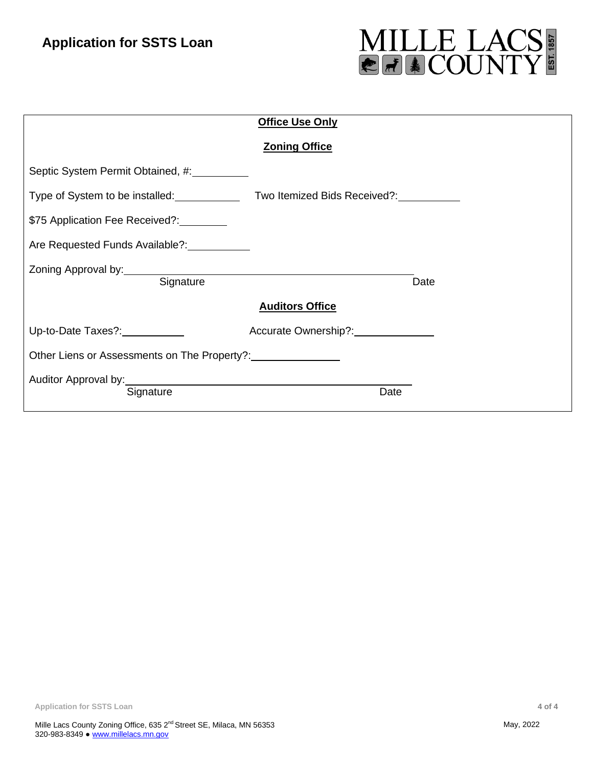# Application for SSTS Loan

MILLE LACS COUNTY EST. 1857

**Office Use Only**

**Zoning Office**

Septic System Permit Obtained, #:__________

Type of System to be installed:__________ Two Itemized Bids Received?:__________

$75 Application Fee Received?:__________

Are Requested Funds Available?:__________

Zoning Approval by:______________________________________________

Signature Date

**Auditors Office**

Up-to-Date Taxes?:__________ Accurate Ownership?:__________

Other Liens or Assessments on The Property?:__________

Auditor Approval by:______________________________________________

Signature Date

Mille Lacs County Zoning Office, 635 2nd Street SE, Milaca, MN 56353
320-983-8349 ● www.millelacs.mn.gov

May, 2022